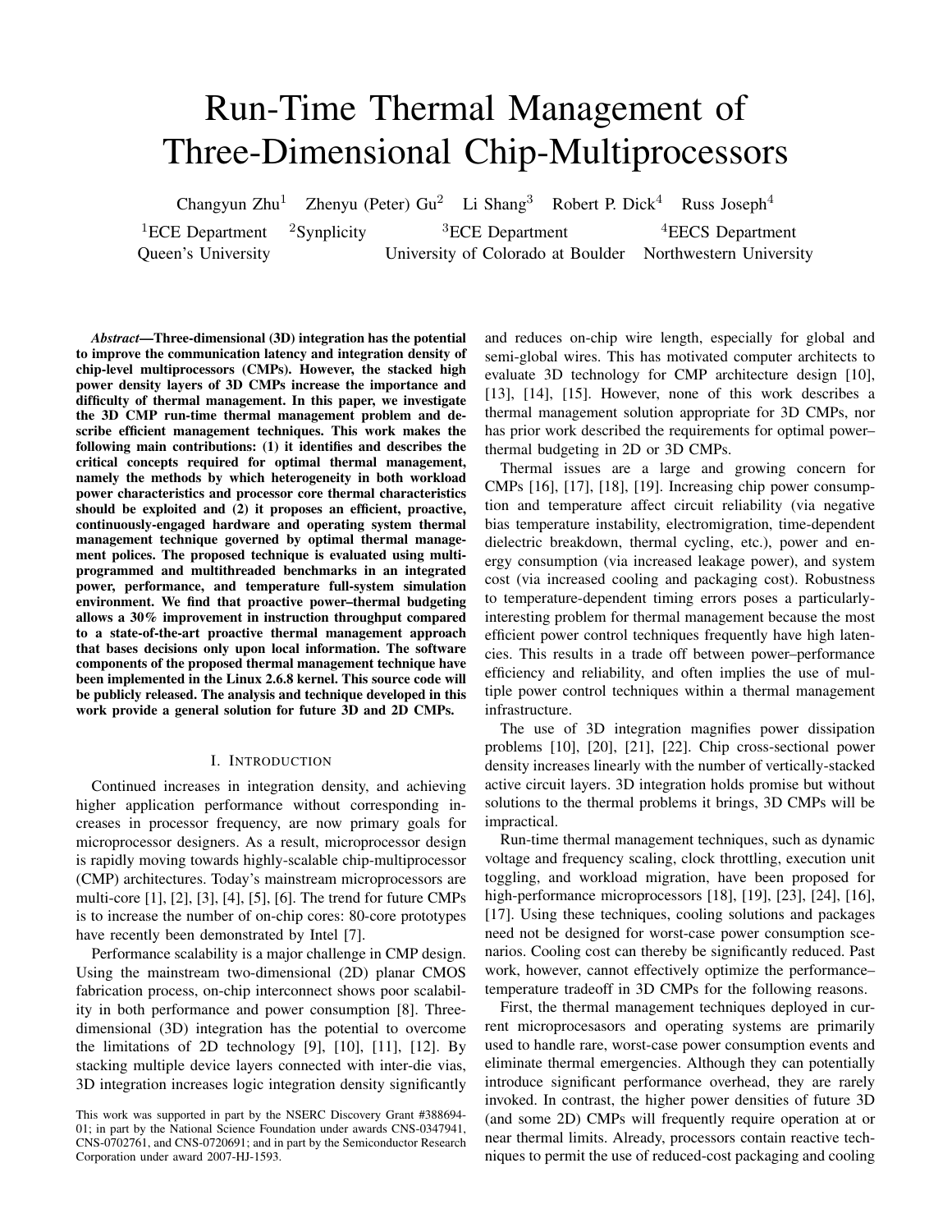# Run-Time Thermal Management of Three-Dimensional Chip-Multiprocessors

Changyun Zhu[1] Zhenyu (Peter) Gu[2] Li Shang[3] Robert P. Dick[4] Russ Joseph[4]

[1]ECE Department, Queen's University [2]Synplicity [3]ECE Department, University of Colorado at Boulder [4]EECS Department, Northwestern University

***Abstract*—Three-dimensional (3D) integration has the potential to improve the communication latency and integration density of chip-level multiprocessors (CMPs). However, the stacked high power density layers of 3D CMPs increase the importance and difficulty of thermal management. In this paper, we investigate the 3D CMP run-time thermal management problem and describe efficient management techniques. This work makes the following main contributions: (1) it identifies and describes the critical concepts required for optimal thermal management, namely the methods by which heterogeneity in both workload power characteristics and processor core thermal characteristics should be exploited and (2) it proposes an efficient, proactive, continuously-engaged hardware and operating system thermal management technique governed by optimal thermal management polices. The proposed technique is evaluated using multi-programmed and multithreaded benchmarks in an integrated power, performance, and temperature full-system simulation environment. We find that proactive power–thermal budgeting allows a 30% improvement in instruction throughput compared to a state-of-the-art proactive thermal management approach that bases decisions only upon local information. The software components of the proposed thermal management technique have been implemented in the Linux 2.6.8 kernel. This source code will be publicly released. The analysis and technique developed in this work provide a general solution for future 3D and 2D CMPs.**

## I. Introduction

Continued increases in integration density, and achieving higher application performance without corresponding increases in processor frequency, are now primary goals for microprocessor designers. As a result, microprocessor design is rapidly moving towards highly-scalable chip-multiprocessor (CMP) architectures. Today's mainstream microprocessors are multi-core [1], [2], [3], [4], [5], [6]. The trend for future CMPs is to increase the number of on-chip cores: 80-core prototypes have recently been demonstrated by Intel [7].

Performance scalability is a major challenge in CMP design. Using the mainstream two-dimensional (2D) planar CMOS fabrication process, on-chip interconnect shows poor scalability in both performance and power consumption [8]. Three-dimensional (3D) integration has the potential to overcome the limitations of 2D technology [9], [10], [11], [12]. By stacking multiple device layers connected with inter-die vias, 3D integration increases logic integration density significantly and reduces on-chip wire length, especially for global and semi-global wires. This has motivated computer architects to evaluate 3D technology for CMP architecture design [10], [13], [14], [15]. However, none of this work describes a thermal management solution appropriate for 3D CMPs, nor has prior work described the requirements for optimal power–thermal budgeting in 2D or 3D CMPs.

Thermal issues are a large and growing concern for CMPs [16], [17], [18], [19]. Increasing chip power consumption and temperature affect circuit reliability (via negative bias temperature instability, electromigration, time-dependent dielectric breakdown, thermal cycling, etc.), power and energy consumption (via increased leakage power), and system cost (via increased cooling and packaging cost). Robustness to temperature-dependent timing errors poses a particularly-interesting problem for thermal management because the most efficient power control techniques frequently have high latencies. This results in a trade off between power–performance efficiency and reliability, and often implies the use of multiple power control techniques within a thermal management infrastructure.

The use of 3D integration magnifies power dissipation problems [10], [20], [21], [22]. Chip cross-sectional power density increases linearly with the number of vertically-stacked active circuit layers. 3D integration holds promise but without solutions to the thermal problems it brings, 3D CMPs will be impractical.

Run-time thermal management techniques, such as dynamic voltage and frequency scaling, clock throttling, execution unit toggling, and workload migration, have been proposed for high-performance microprocessors [18], [19], [23], [24], [16], [17]. Using these techniques, cooling solutions and packages need not be designed for worst-case power consumption scenarios. Cooling cost can thereby be significantly reduced. Past work, however, cannot effectively optimize the performance–temperature tradeoff in 3D CMPs for the following reasons.

First, the thermal management techniques deployed in current microprocesasors and operating systems are primarily used to handle rare, worst-case power consumption events and eliminate thermal emergencies. Although they can potentially introduce significant performance overhead, they are rarely invoked. In contrast, the higher power densities of future 3D (and some 2D) CMPs will frequently require operation at or near thermal limits. Already, processors contain reactive techniques to permit the use of reduced-cost packaging and cooling

This work was supported in part by the NSERC Discovery Grant #388694-01; in part by the National Science Foundation under awards CNS-0347941, CNS-0702761, and CNS-0720691; and in part by the Semiconductor Research Corporation under award 2007-HJ-1593.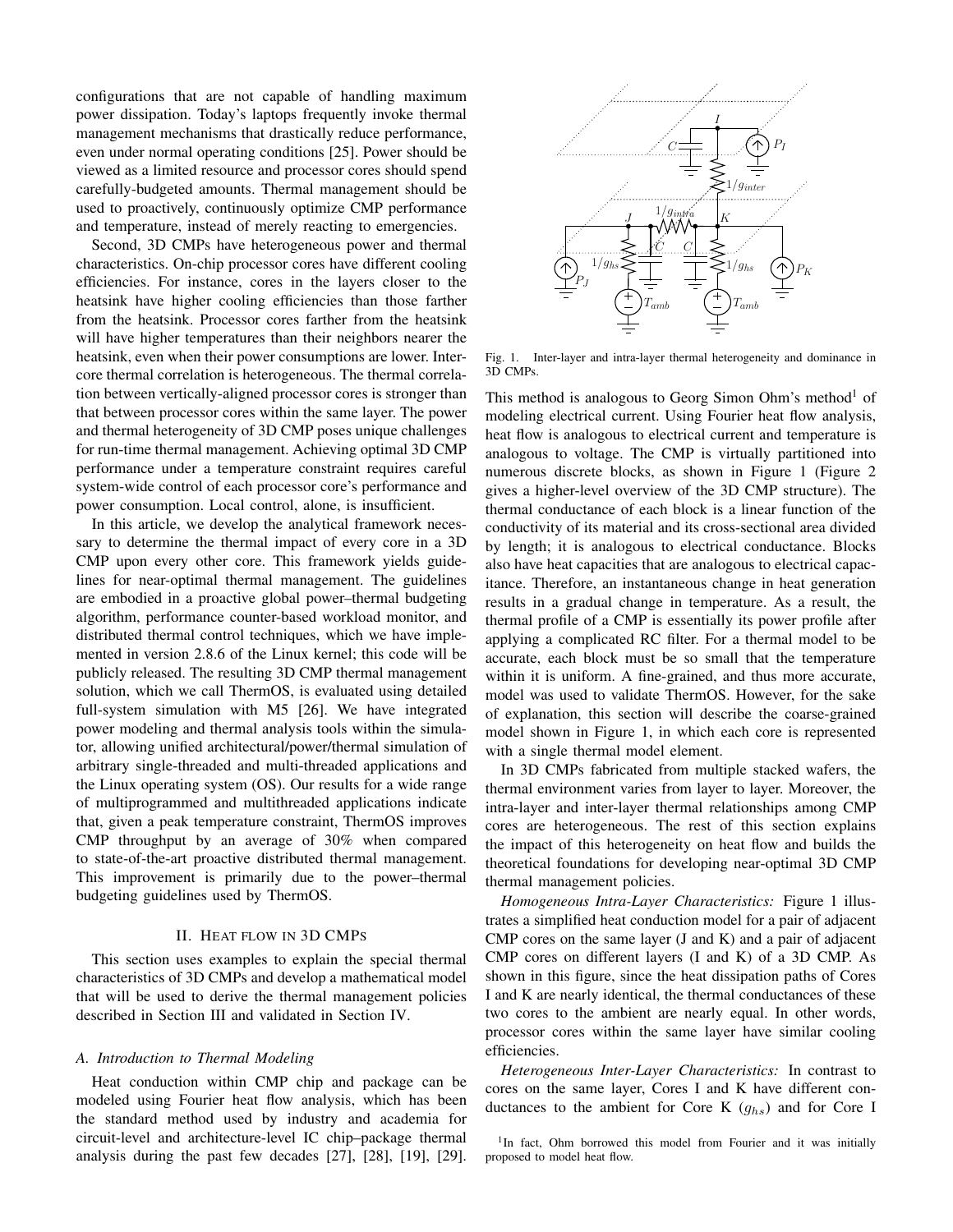configurations that are not capable of handling maximum power dissipation. Today's laptops frequently invoke thermal management mechanisms that drastically reduce performance, even under normal operating conditions [25]. Power should be viewed as a limited resource and processor cores should spend carefully-budgeted amounts. Thermal management should be used to proactively, continuously optimize CMP performance and temperature, instead of merely reacting to emergencies.

Second, 3D CMPs have heterogeneous power and thermal characteristics. On-chip processor cores have different cooling efficiencies. For instance, cores in the layers closer to the heatsink have higher cooling efficiencies than those farther from the heatsink. Processor cores farther from the heatsink will have higher temperatures than their neighbors nearer the heatsink, even when their power consumptions are lower. Intercore thermal correlation is heterogeneous. The thermal correlation between vertically-aligned processor cores is stronger than that between processor cores within the same layer. The power and thermal heterogeneity of 3D CMP poses unique challenges for run-time thermal management. Achieving optimal 3D CMP performance under a temperature constraint requires careful system-wide control of each processor core's performance and power consumption. Local control, alone, is insufficient.

In this article, we develop the analytical framework necessary to determine the thermal impact of every core in a 3D CMP upon every other core. This framework yields guidelines for near-optimal thermal management. The guidelines are embodied in a proactive global power–thermal budgeting algorithm, performance counter-based workload monitor, and distributed thermal control techniques, which we have implemented in version 2.8.6 of the Linux kernel; this code will be publicly released. The resulting 3D CMP thermal management solution, which we call ThermOS, is evaluated using detailed full-system simulation with M5 [26]. We have integrated power modeling and thermal analysis tools within the simulator, allowing unified architectural/power/thermal simulation of arbitrary single-threaded and multi-threaded applications and the Linux operating system (OS). Our results for a wide range of multiprogrammed and multithreaded applications indicate that, given a peak temperature constraint, ThermOS improves CMP throughput by an average of 30% when compared to state-of-the-art proactive distributed thermal management. This improvement is primarily due to the power–thermal budgeting guidelines used by ThermOS.

## II. Heat flow in 3D CMPs

This section uses examples to explain the special thermal characteristics of 3D CMPs and develop a mathematical model that will be used to derive the thermal management policies described in Section III and validated in Section IV.

### A. Introduction to Thermal Modeling

Heat conduction within CMP chip and package can be modeled using Fourier heat flow analysis, which has been the standard method used by industry and academia for circuit-level and architecture-level IC chip–package thermal analysis during the past few decades [27], [28], [19], [29].

Fig. 1. Inter-layer and intra-layer thermal heterogeneity and dominance in 3D CMPs.

This method is analogous to Georg Simon Ohm's method[1] of modeling electrical current. Using Fourier heat flow analysis, heat flow is analogous to electrical current and temperature is analogous to voltage. The CMP is virtually partitioned into numerous discrete blocks, as shown in Figure 1 (Figure 2 gives a higher-level overview of the 3D CMP structure). The thermal conductance of each block is a linear function of the conductivity of its material and its cross-sectional area divided by length; it is analogous to electrical conductance. Blocks also have heat capacities that are analogous to electrical capacitance. Therefore, an instantaneous change in heat generation results in a gradual change in temperature. As a result, the thermal profile of a CMP is essentially its power profile after applying a complicated RC filter. For a thermal model to be accurate, each block must be so small that the temperature within it is uniform. A fine-grained, and thus more accurate, model was used to validate ThermOS. However, for the sake of explanation, this section will describe the coarse-grained model shown in Figure 1, in which each core is represented with a single thermal model element.

In 3D CMPs fabricated from multiple stacked wafers, the thermal environment varies from layer to layer. Moreover, the intra-layer and inter-layer thermal relationships among CMP cores are heterogeneous. The rest of this section explains the impact of this heterogeneity on heat flow and builds the theoretical foundations for developing near-optimal 3D CMP thermal management policies.

*Homogeneous Intra-Layer Characteristics:* Figure 1 illustrates a simplified heat conduction model for a pair of adjacent CMP cores on the same layer (J and K) and a pair of adjacent CMP cores on different layers (I and K) of a 3D CMP. As shown in this figure, since the heat dissipation paths of Cores I and K are nearly identical, the thermal conductances of these two cores to the ambient are nearly equal. In other words, processor cores within the same layer have similar cooling efficiencies.

*Heterogeneous Inter-Layer Characteristics:* In contrast to cores on the same layer, Cores I and K have different conductances to the ambient for Core K ($g_{hs}$) and for Core I

[1] In fact, Ohm borrowed this model from Fourier and it was initially proposed to model heat flow.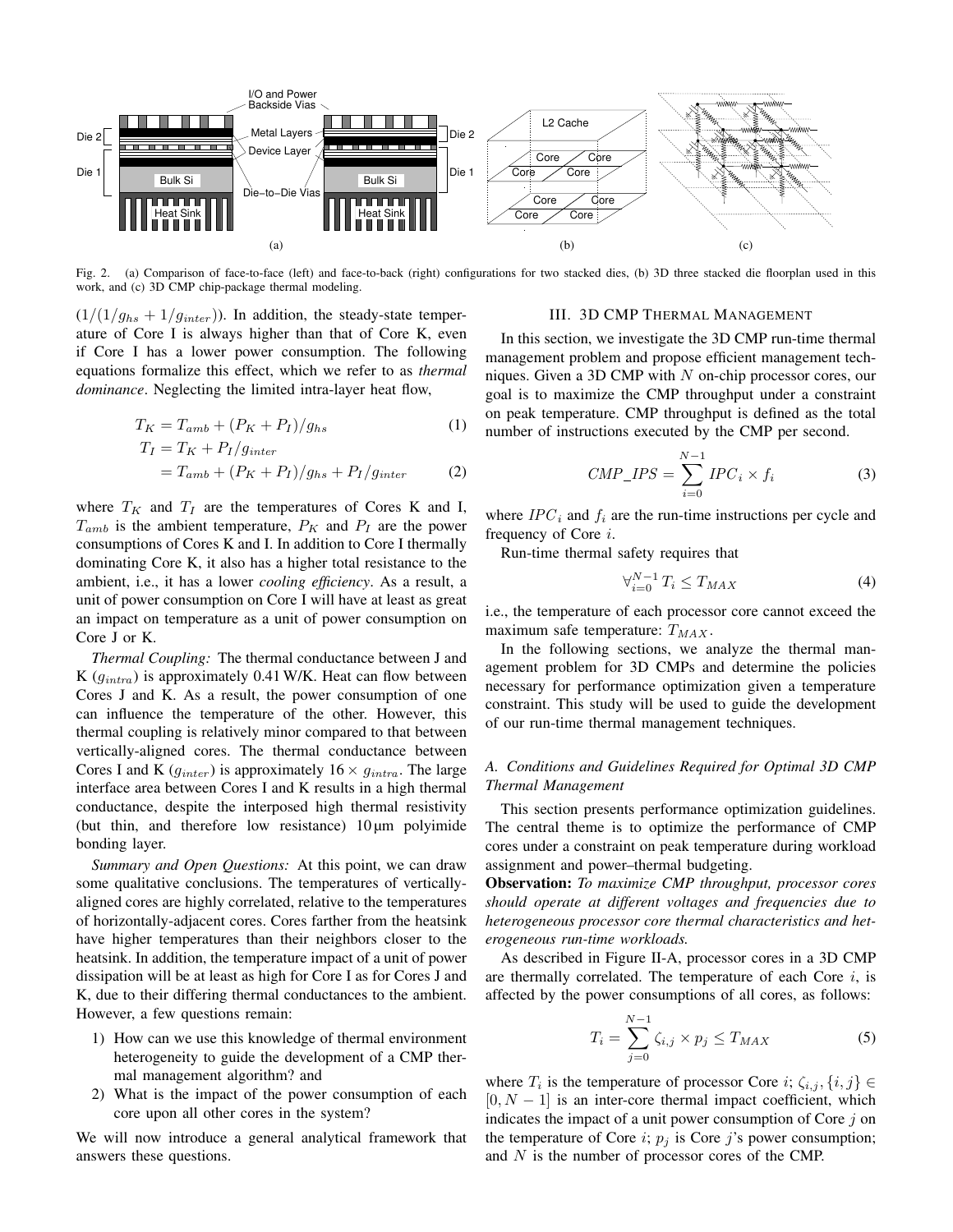I/O and Power
Backside Vias

Die 2

Metal Layers

Device Layer

Die 1

Bulk Si

Die–to–Die Vias

Heat Sink

Die 2

Die 1

Bulk Si

Heat Sink

(a)

L2 Cache

Core Core

Core Core

Core Core

Core Core

(b)

(c)

Fig. 2. (a) Comparison of face-to-face (left) and face-to-back (right) configurations for two stacked dies, (b) 3D three stacked die floorplan used in this work, and (c) 3D CMP chip-package thermal modeling.

$(1/(1/g_{hs} + 1/g_{inter}))$. In addition, the steady-state temperature of Core I is always higher than that of Core K, even if Core I has a lower power consumption. The following equations formalize this effect, which we refer to as *thermal dominance*. Neglecting the limited intra-layer heat flow,

$$T_K = T_{amb} + (P_K + P_I)/g_{hs} \tag{1}$$

$$\begin{aligned} T_I &= T_K + P_I/g_{inter} \\ &= T_{amb} + (P_K + P_I)/g_{hs} + P_I/g_{inter} \end{aligned} \tag{2}$$

where $T_K$ and $T_I$ are the temperatures of Cores K and I, $T_{amb}$ is the ambient temperature, $P_K$ and $P_I$ are the power consumptions of Cores K and I. In addition to Core I thermally dominating Core K, it also has a higher total resistance to the ambient, i.e., it has a lower *cooling efficiency*. As a result, a unit of power consumption on Core I will have at least as great an impact on temperature as a unit of power consumption on Core J or K.

*Thermal Coupling:* The thermal conductance between J and K ($g_{intra}$) is approximately 0.41 W/K. Heat can flow between Cores J and K. As a result, the power consumption of one can influence the temperature of the other. However, this thermal coupling is relatively minor compared to that between vertically-aligned cores. The thermal conductance between Cores I and K ($g_{inter}$) is approximately $16 \times g_{intra}$. The large interface area between Cores I and K results in a high thermal conductance, despite the interposed high thermal resistivity (but thin, and therefore low resistance) 10 µm polyimide bonding layer.

*Summary and Open Questions:* At this point, we can draw some qualitative conclusions. The temperatures of vertically-aligned cores are highly correlated, relative to the temperatures of horizontally-adjacent cores. Cores farther from the heatsink have higher temperatures than their neighbors closer to the heatsink. In addition, the temperature impact of a unit of power dissipation will be at least as high for Core I as for Cores J and K, due to their differing thermal conductances to the ambient. However, a few questions remain:

1) How can we use this knowledge of thermal environment heterogeneity to guide the development of a CMP thermal management algorithm? and
2) What is the impact of the power consumption of each core upon all other cores in the system?

We will now introduce a general analytical framework that answers these questions.

## III. 3D CMP Thermal Management

In this section, we investigate the 3D CMP run-time thermal management problem and propose efficient management techniques. Given a 3D CMP with $N$ on-chip processor cores, our goal is to maximize the CMP throughput under a constraint on peak temperature. CMP throughput is defined as the total number of instructions executed by the CMP per second.

$$CMP\_IPS = \sum_{i=0}^{N-1} IPC_i \times f_i \tag{3}$$

where $IPC_i$ and $f_i$ are the run-time instructions per cycle and frequency of Core $i$.

Run-time thermal safety requires that

$$\forall_{i=0}^{N-1} T_i \leq T_{MAX} \tag{4}$$

i.e., the temperature of each processor core cannot exceed the maximum safe temperature: $T_{MAX}$.

In the following sections, we analyze the thermal management problem for 3D CMPs and determine the policies necessary for performance optimization given a temperature constraint. This study will be used to guide the development of our run-time thermal management techniques.

### A. Conditions and Guidelines Required for Optimal 3D CMP Thermal Management

This section presents performance optimization guidelines. The central theme is to optimize the performance of CMP cores under a constraint on peak temperature during workload assignment and power–thermal budgeting.

**Observation:** *To maximize CMP throughput, processor cores should operate at different voltages and frequencies due to heterogeneous processor core thermal characteristics and heterogeneous run-time workloads.*

As described in Figure II-A, processor cores in a 3D CMP are thermally correlated. The temperature of each Core $i$, is affected by the power consumptions of all cores, as follows:

$$T_i = \sum_{j=0}^{N-1} \zeta_{i,j} \times p_j \leq T_{MAX} \tag{5}$$

where $T_i$ is the temperature of processor Core $i$; $\zeta_{i,j}, \{i,j\} \in [0, N-1]$ is an inter-core thermal impact coefficient, which indicates the impact of a unit power consumption of Core $j$ on the temperature of Core $i$; $p_j$ is Core $j$'s power consumption; and $N$ is the number of processor cores of the CMP.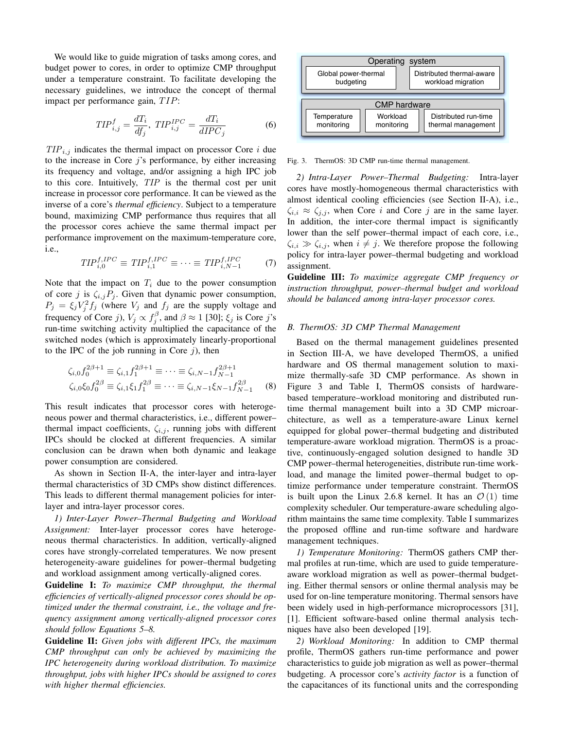We would like to guide migration of tasks among cores, and budget power to cores, in order to optimize CMP throughput under a temperature constraint. To facilitate developing the necessary guidelines, we introduce the concept of thermal impact per performance gain, $TIP$:

$$TIP^{f}_{i,j} = \frac{dT_i}{df_j},\ TIP^{IPC}_{i,j} = \frac{dT_i}{dIPC_j} \tag{6}$$

$TIP_{i,j}$ indicates the thermal impact on processor Core $i$ due to the increase in Core $j$'s performance, by either increasing its frequency and voltage, and/or assigning a high IPC job to this core. Intuitively, $TIP$ is the thermal cost per unit increase in processor core performance. It can be viewed as the inverse of a core's *thermal efficiency*. Subject to a temperature bound, maximizing CMP performance thus requires that all the processor cores achieve the same thermal impact per performance improvement on the maximum-temperature core, i.e.,

$$TIP^{f,IPC}_{i,0} \equiv TIP^{f,IPC}_{i,1} \equiv \cdots \equiv TIP^{f,IPC}_{i,N-1} \tag{7}$$

Note that the impact on $T_i$ due to the power consumption of core $j$ is $\zeta_{i,j}P_j$. Given that dynamic power consumption, $P_j = \xi_j V_j^2 f_j$ (where $V_j$ and $f_j$ are the supply voltage and frequency of Core $j$), $V_j \propto f_j^{\beta}$, and $\beta \approx 1$ [30]; $\xi_j$ is Core $j$'s run-time switching activity multiplied the capacitance of the switched nodes (which is approximately linearly-proportional to the IPC of the job running in Core $j$), then

$$\begin{aligned} \zeta_{i,0} f_0^{2\beta+1} &\equiv \zeta_{i,1} f_1^{2\beta+1} \equiv \cdots \equiv \zeta_{i,N-1} f_{N-1}^{2\beta+1} \\ \zeta_{i,0}\xi_0 f_0^{2\beta} &\equiv \zeta_{i,1}\xi_1 f_1^{2\beta} \equiv \cdots \equiv \zeta_{i,N-1}\xi_{N-1} f_{N-1}^{2\beta} \end{aligned} \tag{8}$$

This result indicates that processor cores with heterogeneous power and thermal characteristics, i.e., different power–thermal impact coefficients, $\zeta_{i,j}$, running jobs with different IPCs should be clocked at different frequencies. A similar conclusion can be drawn when both dynamic and leakage power consumption are considered.

As shown in Section II-A, the inter-layer and intra-layer thermal characteristics of 3D CMPs show distinct differences. This leads to different thermal management policies for inter-layer and intra-layer processor cores.

*1) Inter-Layer Power–Thermal Budgeting and Workload Assignment:* Inter-layer processor cores have heterogeneous thermal characteristics. In addition, vertically-aligned cores have strongly-correlated temperatures. We now present heterogeneity-aware guidelines for power–thermal budgeting and workload assignment among vertically-aligned cores.

**Guideline I:** *To maximize CMP throughput, the thermal efficiencies of vertically-aligned processor cores should be optimized under the thermal constraint, i.e., the voltage and frequency assignment among vertically-aligned processor cores should follow Equations 5–8.*

**Guideline II:** *Given jobs with different IPCs, the maximum CMP throughput can only be achieved by maximizing the IPC heterogeneity during workload distribution. To maximize throughput, jobs with higher IPCs should be assigned to cores with higher thermal efficiencies.*

Operating system
Global power-thermal budgeting
Distributed thermal-aware workload migration
CMP hardware
Temperature monitoring
Workload monitoring
Distributed run-time thermal management

Fig. 3. ThermOS: 3D CMP run-time thermal management.

*2) Intra-Layer Power–Thermal Budgeting:* Intra-layer cores have mostly-homogeneous thermal characteristics with almost identical cooling efficiencies (see Section II-A), i.e., $\zeta_{i,i} \approx \zeta_{j,j}$, when Core $i$ and Core $j$ are in the same layer. In addition, the inter-core thermal impact is significantly lower than the self power–thermal impact of each core, i.e., $\zeta_{i,i} \gg \zeta_{i,j}$, when $i \neq j$. We therefore propose the following policy for intra-layer power–thermal budgeting and workload assignment.

**Guideline III:** *To maximize aggregate CMP frequency or instruction throughput, power–thermal budget and workload should be balanced among intra-layer processor cores.*

### B. ThermOS: 3D CMP Thermal Management

Based on the thermal management guidelines presented in Section III-A, we have developed ThermOS, a unified hardware and OS thermal management solution to maximize thermally-safe 3D CMP performance. As shown in Figure 3 and Table I, ThermOS consists of hardware-based temperature–workload monitoring and distributed run-time thermal management built into a 3D CMP microarchitecture, as well as a temperature-aware Linux kernel equipped for global power–thermal budgeting and distributed temperature-aware workload migration. ThermOS is a proactive, continuously-engaged solution designed to handle 3D CMP power–thermal heterogeneities, distribute run-time workload, and manage the limited power–thermal budget to optimize performance under temperature constraint. ThermOS is built upon the Linux 2.6.8 kernel. It has an $\mathcal{O}(1)$ time complexity scheduler. Our temperature-aware scheduling algorithm maintains the same time complexity. Table I summarizes the proposed offline and run-time software and hardware management techniques.

*1) Temperature Monitoring:* ThermOS gathers CMP thermal profiles at run-time, which are used to guide temperature-aware workload migration as well as power–thermal budgeting. Either thermal sensors or online thermal analysis may be used for on-line temperature monitoring. Thermal sensors have been widely used in high-performance microprocessors [31], [1]. Efficient software-based online thermal analysis techniques have also been developed [19].

*2) Workload Monitoring:* In addition to CMP thermal profile, ThermOS gathers run-time performance and power characteristics to guide job migration as well as power–thermal budgeting. A processor core's *activity factor* is a function of the capacitances of its functional units and the corresponding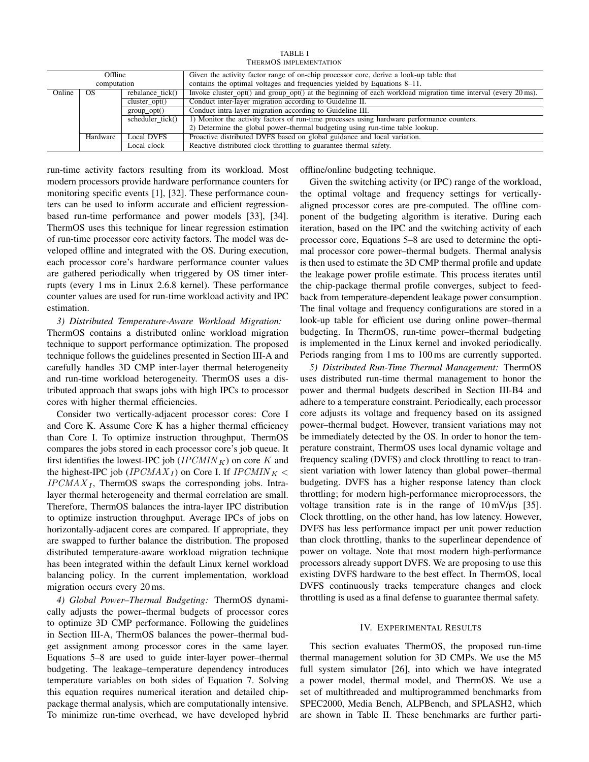TABLE I
THERMOS IMPLEMENTATION

| | | | |
|---|---|---|---|
| Offline computation | | | Given the activity factor range of on-chip processor core, derive a look-up table that contains the optimal voltages and frequencies yielded by Equations 8–11. |
| Online | OS | rebalance_tick() | Invoke cluster_opt() and group_opt() at the beginning of each workload migration time interval (every 20 ms). |
| | | cluster_opt() | Conduct inter-layer migration according to Guideline II. |
| | | group_opt() | Conduct intra-layer migration according to Guideline III. |
| | | scheduler_tick() | 1) Monitor the activity factors of run-time processes using hardware performance counters. 2) Determine the global power–thermal budgeting using run-time table lookup. |
| | Hardware | Local DVFS | Proactive distributed DVFS based on global guidance and local variation. |
| | | Local clock | Reactive distributed clock throttling to guarantee thermal safety. |

run-time activity factors resulting from its workload. Most modern processors provide hardware performance counters for monitoring specific events [1], [32]. These performance counters can be used to inform accurate and efficient regression-based run-time performance and power models [33], [34]. ThermOS uses this technique for linear regression estimation of run-time processor core activity factors. The model was developed offline and integrated with the OS. During execution, each processor core's hardware performance counter values are gathered periodically when triggered by OS timer interrupts (every 1 ms in Linux 2.6.8 kernel). These performance counter values are used for run-time workload activity and IPC estimation.

*3) Distributed Temperature-Aware Workload Migration:* ThermOS contains a distributed online workload migration technique to support performance optimization. The proposed technique follows the guidelines presented in Section III-A and carefully handles 3D CMP inter-layer thermal heterogeneity and run-time workload heterogeneity. ThermOS uses a distributed approach that swaps jobs with high IPCs to processor cores with higher thermal efficiencies.

Consider two vertically-adjacent processor cores: Core I and Core K. Assume Core K has a higher thermal efficiency than Core I. To optimize instruction throughput, ThermOS compares the jobs stored in each processor core's job queue. It first identifies the lowest-IPC job ($IPCMIN_K$) on core $K$ and the highest-IPC job ($IPCMAX_I$) on Core I. If $IPCMIN_K < IPCMAX_I$, ThermOS swaps the corresponding jobs. Intra-layer thermal heterogeneity and thermal correlation are small. Therefore, ThermOS balances the intra-layer IPC distribution to optimize instruction throughput. Average IPCs of jobs on horizontally-adjacent cores are compared. If appropriate, they are swapped to further balance the distribution. The proposed distributed temperature-aware workload migration technique has been integrated within the default Linux kernel workload balancing policy. In the current implementation, workload migration occurs every 20 ms.

*4) Global Power–Thermal Budgeting:* ThermOS dynamically adjusts the power–thermal budgets of processor cores to optimize 3D CMP performance. Following the guidelines in Section III-A, ThermOS balances the power–thermal budget assignment among processor cores in the same layer. Equations 5–8 are used to guide inter-layer power–thermal budgeting. The leakage–temperature dependency introduces temperature variables on both sides of Equation 7. Solving this equation requires numerical iteration and detailed chip-package thermal analysis, which are computationally intensive. To minimize run-time overhead, we have developed hybrid offline/online budgeting technique.

Given the switching activity (or IPC) range of the workload, the optimal voltage and frequency settings for vertically-aligned processor cores are pre-computed. The offline component of the budgeting algorithm is iterative. During each iteration, based on the IPC and the switching activity of each processor core, Equations 5–8 are used to determine the optimal processor core power–thermal budgets. Thermal analysis is then used to estimate the 3D CMP thermal profile and update the leakage power profile estimate. This process iterates until the chip-package thermal profile converges, subject to feedback from temperature-dependent leakage power consumption. The final voltage and frequency configurations are stored in a look-up table for efficient use during online power–thermal budgeting. In ThermOS, run-time power–thermal budgeting is implemented in the Linux kernel and invoked periodically. Periods ranging from 1 ms to 100 ms are currently supported.

*5) Distributed Run-Time Thermal Management:* ThermOS uses distributed run-time thermal management to honor the power and thermal budgets described in Section III-B4 and adhere to a temperature constraint. Periodically, each processor core adjusts its voltage and frequency based on its assigned power–thermal budget. However, transient variations may not be immediately detected by the OS. In order to honor the temperature constraint, ThermOS uses local dynamic voltage and frequency scaling (DVFS) and clock throttling to react to transient variation with lower latency than global power–thermal budgeting. DVFS has a higher response latency than clock throttling; for modern high-performance microprocessors, the voltage transition rate is in the range of 10 mV/μs [35]. Clock throttling, on the other hand, has low latency. However, DVFS has less performance impact per unit power reduction than clock throttling, thanks to the superlinear dependence of power on voltage. Note that most modern high-performance processors already support DVFS. We are proposing to use this existing DVFS hardware to the best effect. In ThermOS, local DVFS continuously tracks temperature changes and clock throttling is used as a final defense to guarantee thermal safety.

## IV. EXPERIMENTAL RESULTS

This section evaluates ThermOS, the proposed run-time thermal management solution for 3D CMPs. We use the M5 full system simulator [26], into which we have integrated a power model, thermal model, and ThermOS. We use a set of multithreaded and multiprogrammed benchmarks from SPEC2000, Media Bench, ALPBench, and SPLASH2, which are shown in Table II. These benchmarks are further parti-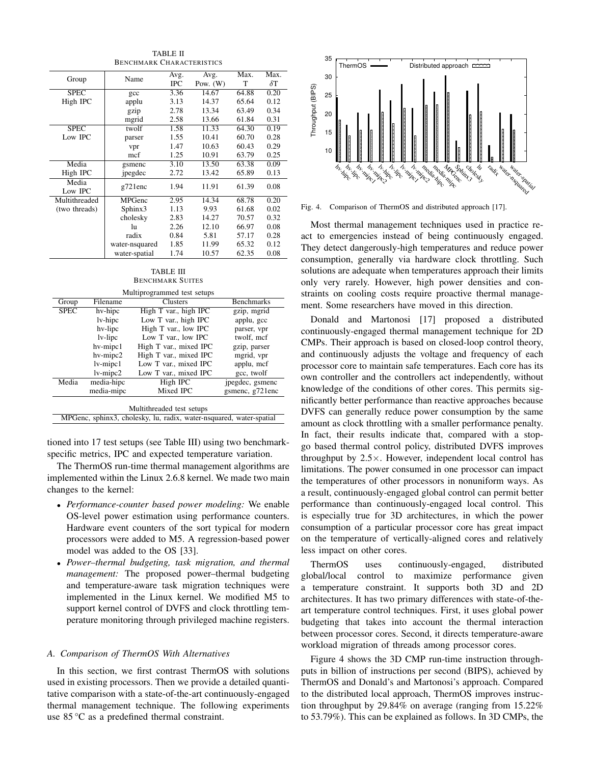TABLE II
BENCHMARK CHARACTERISTICS

| Group | Name | Avg. IPC | Avg. Pow. (W) | Max. T | Max. $\delta$T |
|---|---|---|---|---|---|
| SPEC High IPC | gcc | 3.36 | 14.67 | 64.88 | 0.20 |
| | applu | 3.13 | 14.37 | 65.64 | 0.12 |
| | gzip | 2.78 | 13.34 | 63.49 | 0.34 |
| | mgrid | 2.58 | 13.66 | 61.84 | 0.31 |
| SPEC Low IPC | twolf | 1.58 | 11.33 | 64.30 | 0.19 |
| | parser | 1.55 | 10.41 | 60.70 | 0.28 |
| | vpr | 1.47 | 10.63 | 60.43 | 0.29 |
| | mcf | 1.25 | 10.91 | 63.79 | 0.25 |
| Media High IPC | gsmenc | 3.10 | 13.50 | 63.38 | 0.09 |
| | jpegdec | 2.72 | 13.42 | 65.89 | 0.13 |
| Media Low IPC | g721enc | 1.94 | 11.91 | 61.39 | 0.08 |
| Multithreaded (two threads) | MPGenc | 2.95 | 14.34 | 68.78 | 0.20 |
| | Sphinx3 | 1.13 | 9.93 | 61.68 | 0.02 |
| | cholesky | 2.83 | 14.27 | 70.57 | 0.32 |
| | lu | 2.26 | 12.10 | 66.97 | 0.08 |
| | radix | 0.84 | 5.81 | 57.17 | 0.28 |
| | water-nsquared | 1.85 | 11.99 | 65.32 | 0.12 |
| | water-spatial | 1.74 | 10.57 | 62.35 | 0.08 |

TABLE III
BENCHMARK SUITES

| Multiprogrammed test setups | | | |
|---|---|---|---|
| Group | Filename | Clusters | Benchmarks |
| SPEC | hv-hipc | High T var., high IPC | gzip, mgrid |
| | lv-hipc | Low T var., high IPC | applu, gcc |
| | hv-lipc | High T var., low IPC | parser, vpr |
| | lv-lipc | Low T var., low IPC | twolf, mcf |
| | hv-mipc1 | High T var., mixed IPC | gzip, parser |
| | hv-mipc2 | High T var., mixed IPC | mgrid, vpr |
| | lv-mipc1 | Low T var., mixed IPC | applu, mcf |
| | lv-mipc2 | Low T var., mixed IPC | gcc, twolf |
| Media | media-hipc | High IPC | jpegdec, gsmenc |
| | media-mipc | Mixed IPC | gsmenc, g721enc |
| Multithreaded test setups | | | |
| MPGenc, sphinx3, cholesky, lu, radix, water-nsquared, water-spatial | | | |

tioned into 17 test setups (see Table III) using two benchmark-specific metrics, IPC and expected temperature variation.

The ThermOS run-time thermal management algorithms are implemented within the Linux 2.6.8 kernel. We made two main changes to the kernel:

- *Performance-counter based power modeling:* We enable OS-level power estimation using performance counters. Hardware event counters of the sort typical for modern processors were added to M5. A regression-based power model was added to the OS [33].
- *Power–thermal budgeting, task migration, and thermal management:* The proposed power–thermal budgeting and temperature-aware task migration techniques were implemented in the Linux kernel. We modified M5 to support kernel control of DVFS and clock throttling temperature monitoring through privileged machine registers.

### A. Comparison of ThermOS With Alternatives

In this section, we first contrast ThermOS with solutions used in existing processors. Then we provide a detailed quantitative comparison with a state-of-the-art continuously-engaged thermal management technique. The following experiments use 85 °C as a predefined thermal constraint.

Throughput (BIPS)
35
30
25
20
15
10
ThermOS
Distributed approach
hv-hipc lv-hipc hv-mipc1 hv-mipc2 lv-hipc lv-lipc lv-mipc1 lv-mipc2 media-hipc media-mipc MPGenc Sphinx3 cholesky lu radix water-nsquared water-spatial

Fig. 4. Comparison of ThermOS and distributed approach [17].

Most thermal management techniques used in practice react to emergencies instead of being continuously engaged. They detect dangerously-high temperatures and reduce power consumption, generally via hardware clock throttling. Such solutions are adequate when temperatures approach their limits only very rarely. However, high power densities and constraints on cooling costs require proactive thermal management. Some researchers have moved in this direction.

Donald and Martonosi [17] proposed a distributed continuously-engaged thermal management technique for 2D CMPs. Their approach is based on closed-loop control theory, and continuously adjusts the voltage and frequency of each processor core to maintain safe temperatures. Each core has its own controller and the controllers act independently, without knowledge of the conditions of other cores. This permits significantly better performance than reactive approaches because DVFS can generally reduce power consumption by the same amount as clock throttling with a smaller performance penalty. In fact, their results indicate that, compared with a stop-go based thermal control policy, distributed DVFS improves throughput by 2.5×. However, independent local control has limitations. The power consumed in one processor can impact the temperatures of other processors in nonuniform ways. As a result, continuously-engaged global control can permit better performance than continuously-engaged local control. This is especially true for 3D architectures, in which the power consumption of a particular processor core has great impact on the temperature of vertically-aligned cores and relatively less impact on other cores.

ThermOS uses continuously-engaged, distributed global/local control to maximize performance given a temperature constraint. It supports both 3D and 2D architectures. It has two primary differences with state-of-the-art temperature control techniques. First, it uses global power budgeting that takes into account the thermal interaction between processor cores. Second, it directs temperature-aware workload migration of threads among processor cores.

Figure 4 shows the 3D CMP run-time instruction throughputs in billion of instructions per second (BIPS), achieved by ThermOS and Donald's and Martonosi's approach. Compared to the distributed local approach, ThermOS improves instruction throughput by 29.84% on average (ranging from 15.22% to 53.79%). This can be explained as follows. In 3D CMPs, the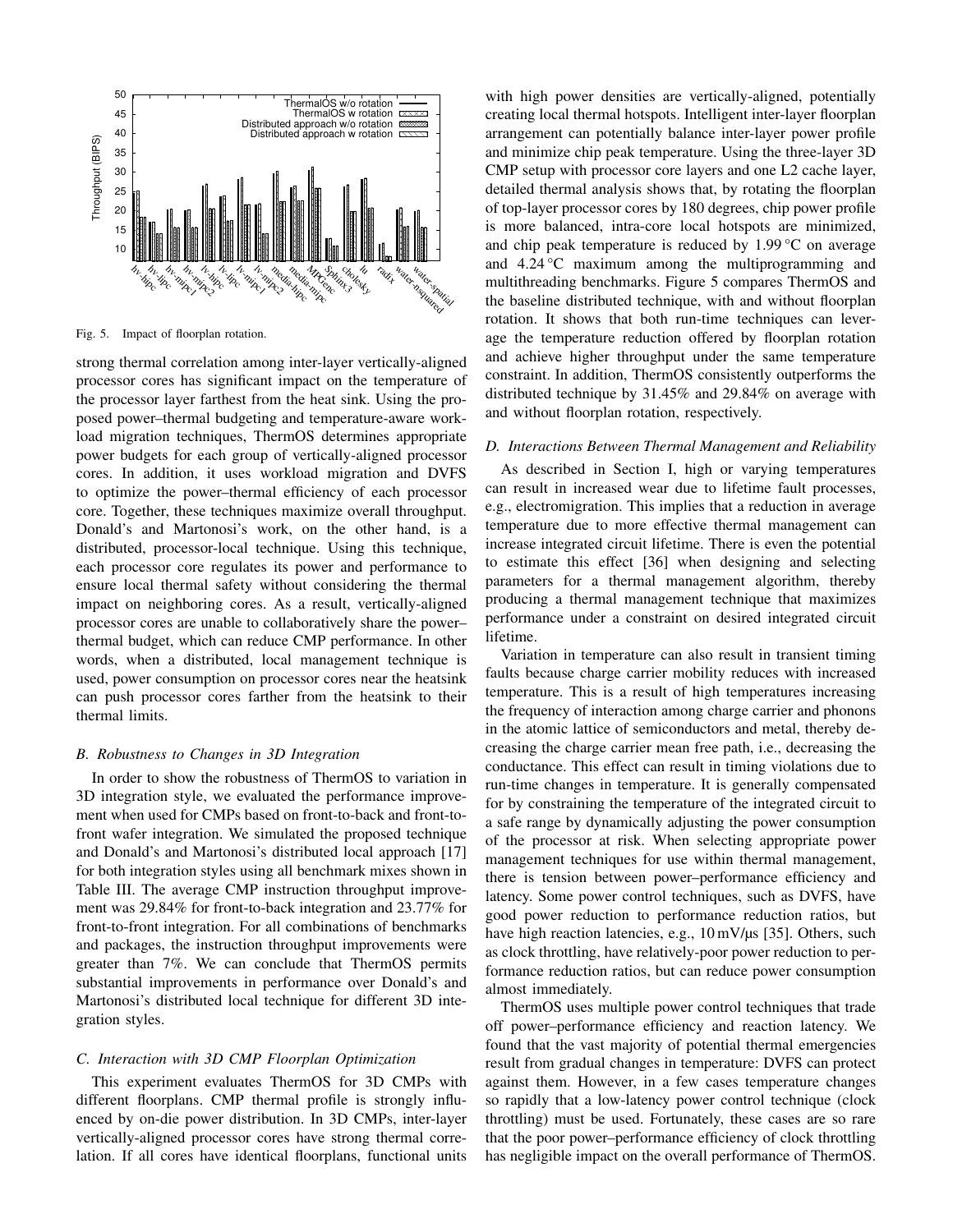50
45
40
35
30
25
20
15
10

Throughput (BIPS)

ThermalOS w/o rotation
ThermalOS w rotation
Distributed approach w/o rotation
Distributed approach w rotation

hv-hipc
hv-lipc
hv-mipc1
hv-mipc2
lv-hipc
lv-lipc
lv-mipc1
lv-mipc2
media-hipc
media-mipc
MPGenc
Sphinx3
cholesky
lu
radix
water-nsquared
water-spatial

Fig. 5. Impact of floorplan rotation.

strong thermal correlation among inter-layer vertically-aligned processor cores has significant impact on the temperature of the processor layer farthest from the heat sink. Using the proposed power–thermal budgeting and temperature-aware workload migration techniques, ThermOS determines appropriate power budgets for each group of vertically-aligned processor cores. In addition, it uses workload migration and DVFS to optimize the power–thermal efficiency of each processor core. Together, these techniques maximize overall throughput. Donald's and Martonosi's work, on the other hand, is a distributed, processor-local technique. Using this technique, each processor core regulates its power and performance to ensure local thermal safety without considering the thermal impact on neighboring cores. As a result, vertically-aligned processor cores are unable to collaboratively share the power–thermal budget, which can reduce CMP performance. In other words, when a distributed, local management technique is used, power consumption on processor cores near the heatsink can push processor cores farther from the heatsink to their thermal limits.

### B. Robustness to Changes in 3D Integration

In order to show the robustness of ThermOS to variation in 3D integration style, we evaluated the performance improvement when used for CMPs based on front-to-back and front-to-front wafer integration. We simulated the proposed technique and Donald's and Martonosi's distributed local approach [17] for both integration styles using all benchmark mixes shown in Table III. The average CMP instruction throughput improvement was 29.84% for front-to-back integration and 23.77% for front-to-front integration. For all combinations of benchmarks and packages, the instruction throughput improvements were greater than 7%. We can conclude that ThermOS permits substantial improvements in performance over Donald's and Martonosi's distributed local technique for different 3D integration styles.

### C. Interaction with 3D CMP Floorplan Optimization

This experiment evaluates ThermOS for 3D CMPs with different floorplans. CMP thermal profile is strongly influenced by on-die power distribution. In 3D CMPs, inter-layer vertically-aligned processor cores have strong thermal correlation. If all cores have identical floorplans, functional units with high power densities are vertically-aligned, potentially creating local thermal hotspots. Intelligent inter-layer floorplan arrangement can potentially balance inter-layer power profile and minimize chip peak temperature. Using the three-layer 3D CMP setup with processor core layers and one L2 cache layer, detailed thermal analysis shows that, by rotating the floorplan of top-layer processor cores by 180 degrees, chip power profile is more balanced, intra-core local hotspots are minimized, and chip peak temperature is reduced by 1.99 °C on average and 4.24 °C maximum among the multiprogramming and multithreading benchmarks. Figure 5 compares ThermOS and the baseline distributed technique, with and without floorplan rotation. It shows that both run-time techniques can leverage the temperature reduction offered by floorplan rotation and achieve higher throughput under the same temperature constraint. In addition, ThermOS consistently outperforms the distributed technique by 31.45% and 29.84% on average with and without floorplan rotation, respectively.

### D. Interactions Between Thermal Management and Reliability

As described in Section I, high or varying temperatures can result in increased wear due to lifetime fault processes, e.g., electromigration. This implies that a reduction in average temperature due to more effective thermal management can increase integrated circuit lifetime. There is even the potential to estimate this effect [36] when designing and selecting parameters for a thermal management algorithm, thereby producing a thermal management technique that maximizes performance under a constraint on desired integrated circuit lifetime.

Variation in temperature can also result in transient timing faults because charge carrier mobility reduces with increased temperature. This is a result of high temperatures increasing the frequency of interaction among charge carrier and phonons in the atomic lattice of semiconductors and metal, thereby decreasing the charge carrier mean free path, i.e., decreasing the conductance. This effect can result in timing violations due to run-time changes in temperature. It is generally compensated for by constraining the temperature of the integrated circuit to a safe range by dynamically adjusting the power consumption of the processor at risk. When selecting appropriate power management techniques for use within thermal management, there is tension between power–performance efficiency and latency. Some power control techniques, such as DVFS, have good power reduction to performance reduction ratios, but have high reaction latencies, e.g., 10 mV/μs [35]. Others, such as clock throttling, have relatively-poor power reduction to performance reduction ratios, but can reduce power consumption almost immediately.

ThermOS uses multiple power control techniques that trade off power–performance efficiency and reaction latency. We found that the vast majority of potential thermal emergencies result from gradual changes in temperature: DVFS can protect against them. However, in a few cases temperature changes so rapidly that a low-latency power control technique (clock throttling) must be used. Fortunately, these cases are so rare that the poor power–performance efficiency of clock throttling has negligible impact on the overall performance of ThermOS.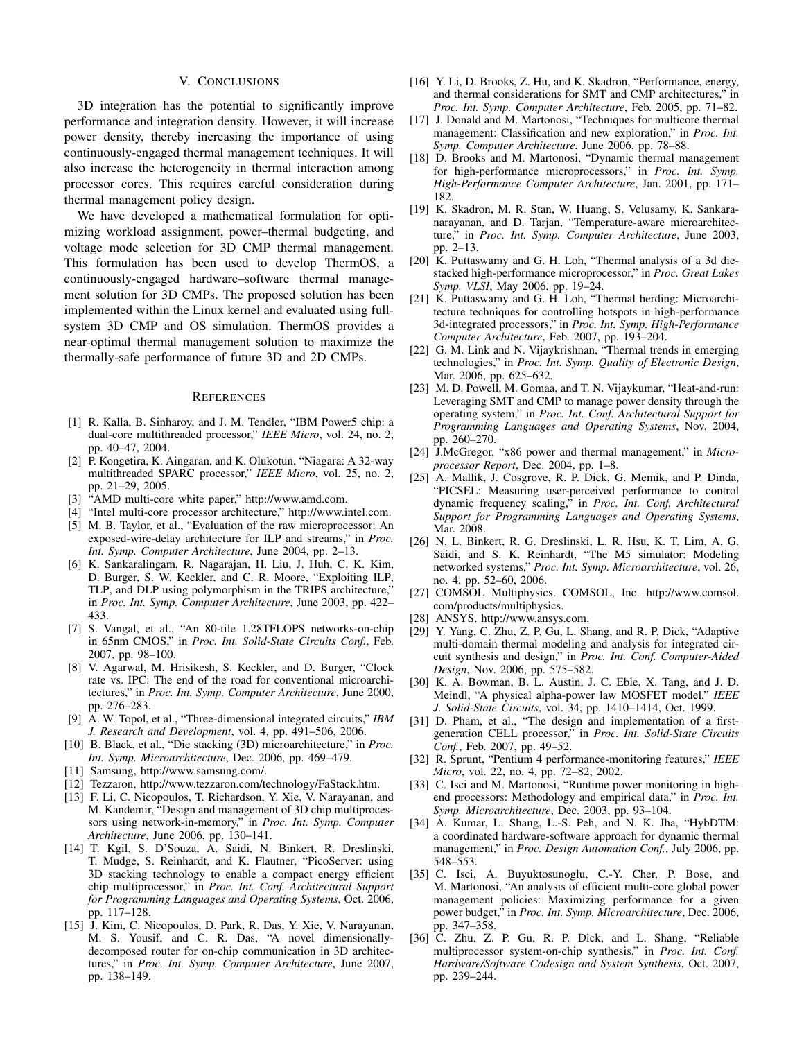## V. Conclusions

3D integration has the potential to significantly improve performance and integration density. However, it will increase power density, thereby increasing the importance of using continuously-engaged thermal management techniques. It will also increase the heterogeneity in thermal interaction among processor cores. This requires careful consideration during thermal management policy design.

We have developed a mathematical formulation for optimizing workload assignment, power–thermal budgeting, and voltage mode selection for 3D CMP thermal management. This formulation has been used to develop ThermOS, a continuously-engaged hardware–software thermal management solution for 3D CMPs. The proposed solution has been implemented within the Linux kernel and evaluated using full-system 3D CMP and OS simulation. ThermOS provides a near-optimal thermal management solution to maximize the thermally-safe performance of future 3D and 2D CMPs.

## References

[1] R. Kalla, B. Sinharoy, and J. M. Tendler, "IBM Power5 chip: a dual-core multithreaded processor," *IEEE Micro*, vol. 24, no. 2, pp. 40–47, 2004.

[2] P. Kongetira, K. Aingaran, and K. Olukotun, "Niagara: A 32-way multithreaded SPARC processor," *IEEE Micro*, vol. 25, no. 2, pp. 21–29, 2005.

[3] "AMD multi-core white paper," http://www.amd.com.

[4] "Intel multi-core processor architecture," http://www.intel.com.

[5] M. B. Taylor, et al., "Evaluation of the raw microprocessor: An exposed-wire-delay architecture for ILP and streams," in *Proc. Int. Symp. Computer Architecture*, June 2004, pp. 2–13.

[6] K. Sankaralingam, R. Nagarajan, H. Liu, J. Huh, C. K. Kim, D. Burger, S. W. Keckler, and C. R. Moore, "Exploiting ILP, TLP, and DLP using polymorphism in the TRIPS architecture," in *Proc. Int. Symp. Computer Architecture*, June 2003, pp. 422–433.

[7] S. Vangal, et al., "An 80-tile 1.28TFLOPS networks-on-chip in 65nm CMOS," in *Proc. Int. Solid-State Circuits Conf.*, Feb. 2007, pp. 98–100.

[8] V. Agarwal, M. Hrisikesh, S. Keckler, and D. Burger, "Clock rate vs. IPC: The end of the road for conventional microarchitectures," in *Proc. Int. Symp. Computer Architecture*, June 2000, pp. 276–283.

[9] A. W. Topol, et al., "Three-dimensional integrated circuits," *IBM J. Research and Development*, vol. 4, pp. 491–506, 2006.

[10] B. Black, et al., "Die stacking (3D) microarchitecture," in *Proc. Int. Symp. Microarchitecture*, Dec. 2006, pp. 469–479.

[11] Samsung, http://www.samsung.com/.

[12] Tezzaron, http://www.tezzaron.com/technology/FaStack.htm.

[13] F. Li, C. Nicopoulos, T. Richardson, Y. Xie, V. Narayanan, and M. Kandemir, "Design and management of 3D chip multiprocessors using network-in-memory," in *Proc. Int. Symp. Computer Architecture*, June 2006, pp. 130–141.

[14] T. Kgil, S. D'Souza, A. Saidi, N. Binkert, R. Dreslinski, T. Mudge, S. Reinhardt, and K. Flautner, "PicoServer: using 3D stacking technology to enable a compact energy efficient chip multiprocessor," in *Proc. Int. Conf. Architectural Support for Programming Languages and Operating Systems*, Oct. 2006, pp. 117–128.

[15] J. Kim, C. Nicopoulos, D. Park, R. Das, Y. Xie, V. Narayanan, M. S. Yousif, and C. R. Das, "A novel dimensionally-decomposed router for on-chip communication in 3D architectures," in *Proc. Int. Symp. Computer Architecture*, June 2007, pp. 138–149.

[16] Y. Li, D. Brooks, Z. Hu, and K. Skadron, "Performance, energy, and thermal considerations for SMT and CMP architectures," in *Proc. Int. Symp. Computer Architecture*, Feb. 2005, pp. 71–82.

[17] J. Donald and M. Martonosi, "Techniques for multicore thermal management: Classification and new exploration," in *Proc. Int. Symp. Computer Architecture*, June 2006, pp. 78–88.

[18] D. Brooks and M. Martonosi, "Dynamic thermal management for high-performance microprocessors," in *Proc. Int. Symp. High-Performance Computer Architecture*, Jan. 2001, pp. 171–182.

[19] K. Skadron, M. R. Stan, W. Huang, S. Velusamy, K. Sankaranarayanan, and D. Tarjan, "Temperature-aware microarchitecture," in *Proc. Int. Symp. Computer Architecture*, June 2003, pp. 2–13.

[20] K. Puttaswamy and G. H. Loh, "Thermal analysis of a 3d die-stacked high-performance microprocessor," in *Proc. Great Lakes Symp. VLSI*, May 2006, pp. 19–24.

[21] K. Puttaswamy and G. H. Loh, "Thermal herding: Microarchitecture techniques for controlling hotspots in high-performance 3d-integrated processors," in *Proc. Int. Symp. High-Performance Computer Architecture*, Feb. 2007, pp. 193–204.

[22] G. M. Link and N. Vijaykrishnan, "Thermal trends in emerging technologies," in *Proc. Int. Symp. Quality of Electronic Design*, Mar. 2006, pp. 625–632.

[23] M. D. Powell, M. Gomaa, and T. N. Vijaykumar, "Heat-and-run: Leveraging SMT and CMP to manage power density through the operating system," in *Proc. Int. Conf. Architectural Support for Programming Languages and Operating Systems*, Nov. 2004, pp. 260–270.

[24] J.McGregor, "x86 power and thermal management," in *Microprocessor Report*, Dec. 2004, pp. 1–8.

[25] A. Mallik, J. Cosgrove, R. P. Dick, G. Memik, and P. Dinda, "PICSEL: Measuring user-perceived performance to control dynamic frequency scaling," in *Proc. Int. Conf. Architectural Support for Programming Languages and Operating Systems*, Mar. 2008.

[26] N. L. Binkert, R. G. Dreslinski, L. R. Hsu, K. T. Lim, A. G. Saidi, and S. K. Reinhardt, "The M5 simulator: Modeling networked systems," *Proc. Int. Symp. Microarchitecture*, vol. 26, no. 4, pp. 52–60, 2006.

[27] COMSOL Multiphysics. COMSOL, Inc. http://www.comsol.com/products/multiphysics.

[28] ANSYS. http://www.ansys.com.

[29] Y. Yang, C. Zhu, Z. P. Gu, L. Shang, and R. P. Dick, "Adaptive multi-domain thermal modeling and analysis for integrated circuit synthesis and design," in *Proc. Int. Conf. Computer-Aided Design*, Nov. 2006, pp. 575–582.

[30] K. A. Bowman, B. L. Austin, J. C. Eble, X. Tang, and J. D. Meindl, "A physical alpha-power law MOSFET model," *IEEE J. Solid-State Circuits*, vol. 34, pp. 1410–1414, Oct. 1999.

[31] D. Pham, et al., "The design and implementation of a first-generation CELL processor," in *Proc. Int. Solid-State Circuits Conf.*, Feb. 2007, pp. 49–52.

[32] R. Sprunt, "Pentium 4 performance-monitoring features," *IEEE Micro*, vol. 22, no. 4, pp. 72–82, 2002.

[33] C. Isci and M. Martonosi, "Runtime power monitoring in high-end processors: Methodology and empirical data," in *Proc. Int. Symp. Microarchitecture*, Dec. 2003, pp. 93–104.

[34] A. Kumar, L. Shang, L.-S. Peh, and N. K. Jha, "HybDTM: a coordinated hardware-software approach for dynamic thermal management," in *Proc. Design Automation Conf.*, July 2006, pp. 548–553.

[35] C. Isci, A. Buyuktosunoglu, C.-Y. Cher, P. Bose, and M. Martonosi, "An analysis of efficient multi-core global power management policies: Maximizing performance for a given power budget," in *Proc. Int. Symp. Microarchitecture*, Dec. 2006, pp. 347–358.

[36] C. Zhu, Z. P. Gu, R. P. Dick, and L. Shang, "Reliable multiprocessor system-on-chip synthesis," in *Proc. Int. Conf. Hardware/Software Codesign and System Synthesis*, Oct. 2007, pp. 239–244.